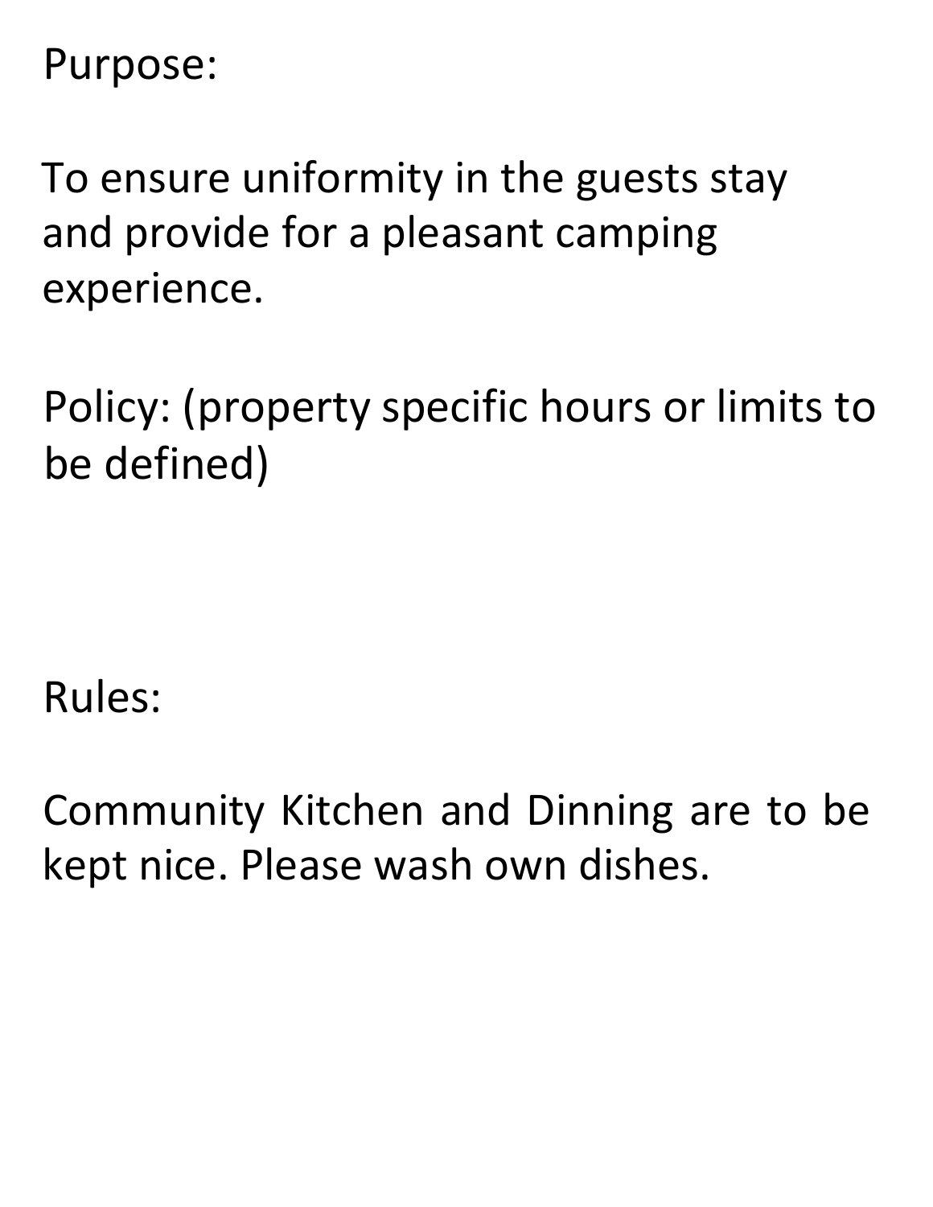Purpose:

To ensure uniformity in the guests stay and provide for a pleasant camping experience.

Policy: (property specific hours or limits to be defined)

Rules:

Community Kitchen and Dinning are to be kept nice. Please wash own dishes.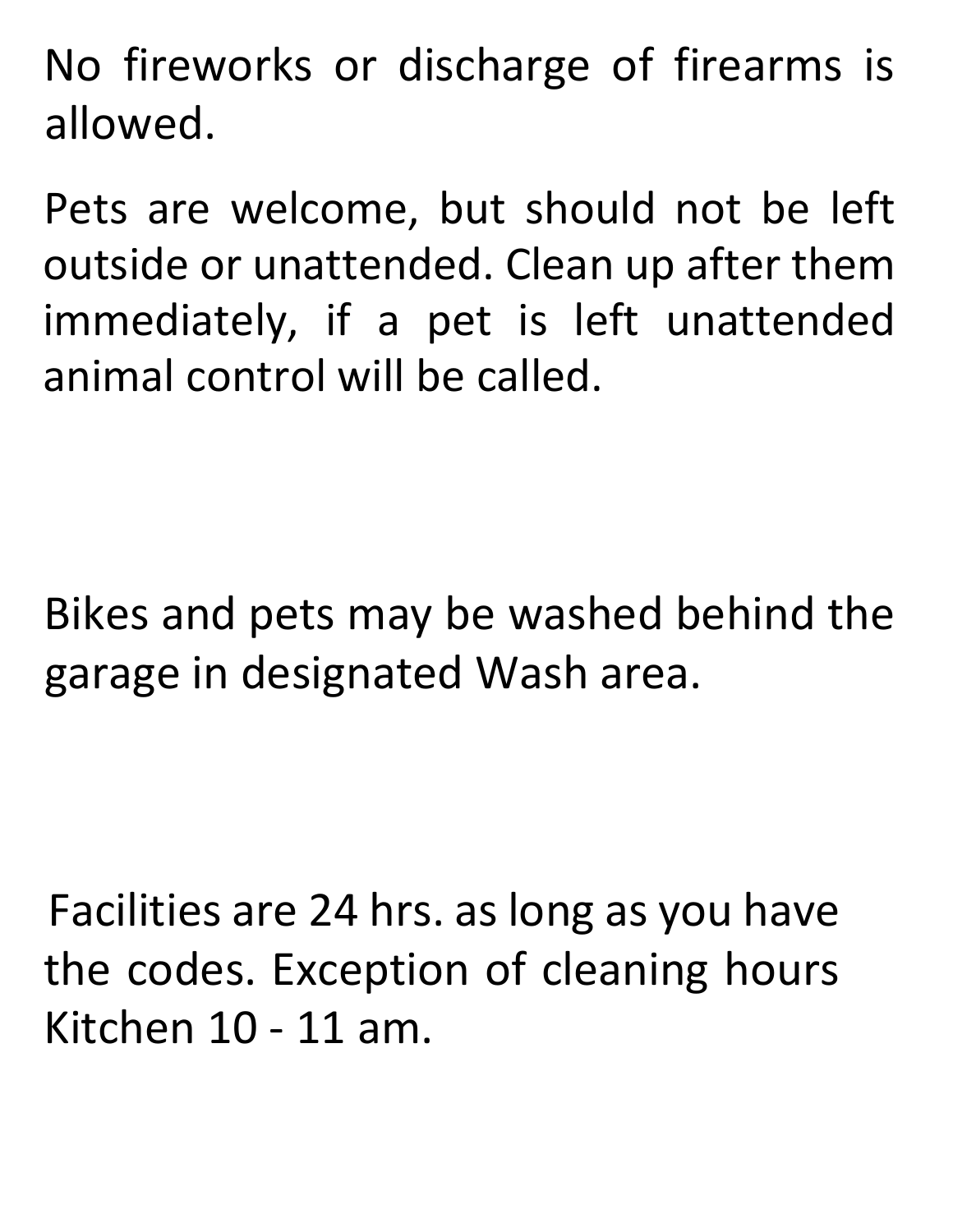No fireworks or discharge of firearms is allowed.

Pets are welcome, but should not be left outside or unattended. Clean up after them immediately, if a pet is left unattended animal control will be called.

Bikes and pets may be washed behind the garage in designated Wash area.

Facilities are 24 hrs. as long as you have the codes. Exception of cleaning hours Kitchen 10 - 11 am.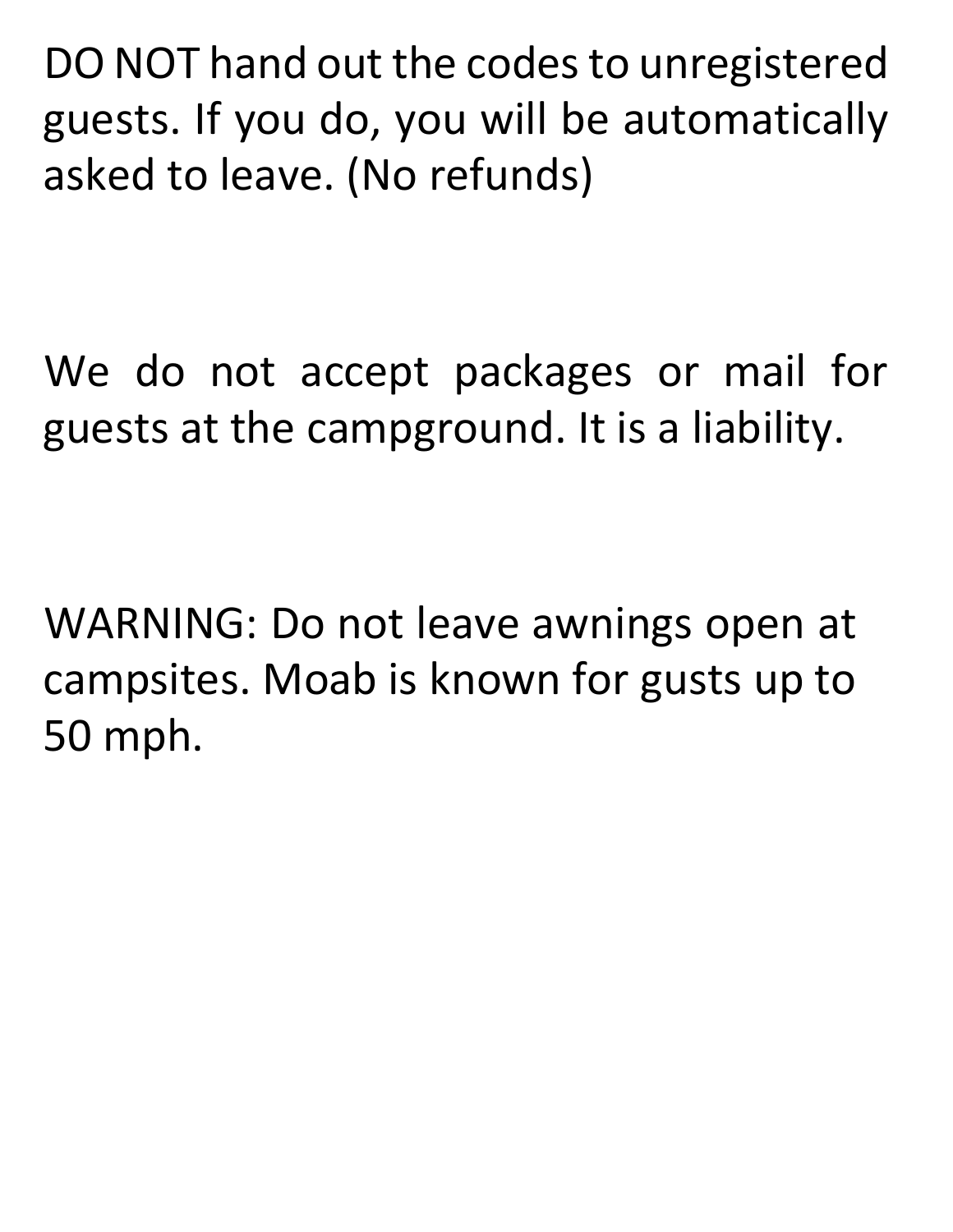DO NOT hand out the codes to unregistered guests. If you do, you will be automatically asked to leave. (No refunds)

We do not accept packages or mail for guests at the campground. It is a liability.

WARNING: Do not leave awnings open at campsites. Moab is known for gusts up to 50 mph.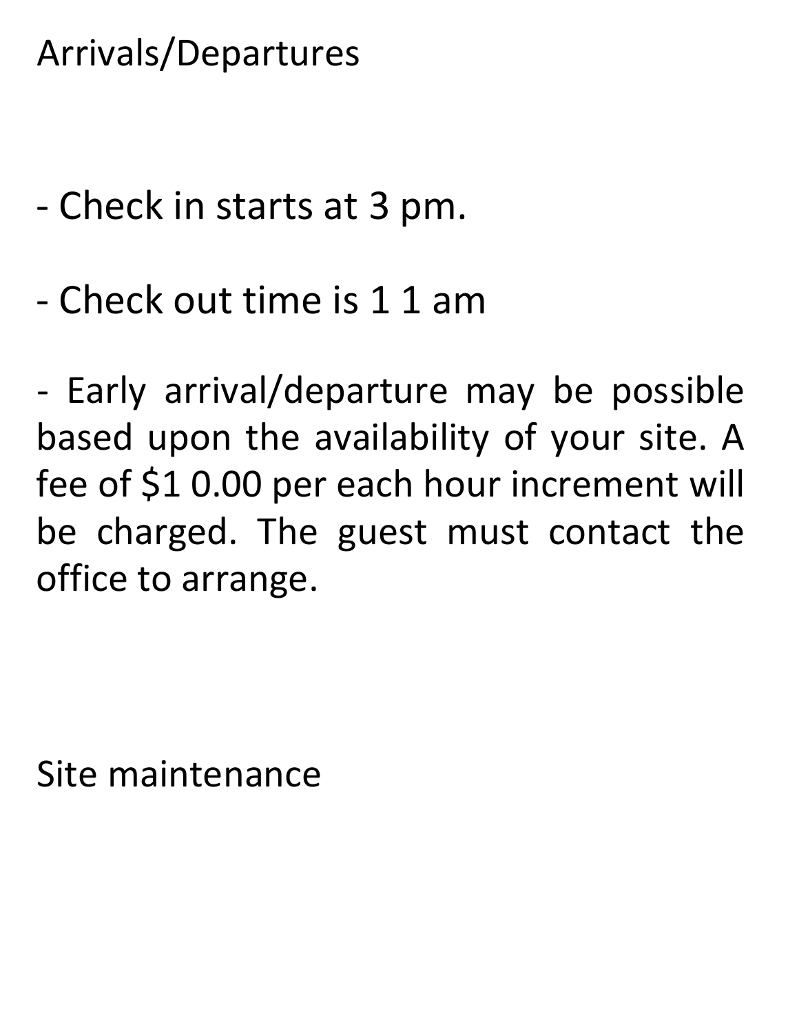Arrivals/Departures

- Check in starts at 3 pm.

- Check out time is 1 1 am

- Early arrival/departure may be possible based upon the availability of your site. A fee of $1 0.00 per each hour increment will be charged. The guest must contact the office to arrange.

Site maintenance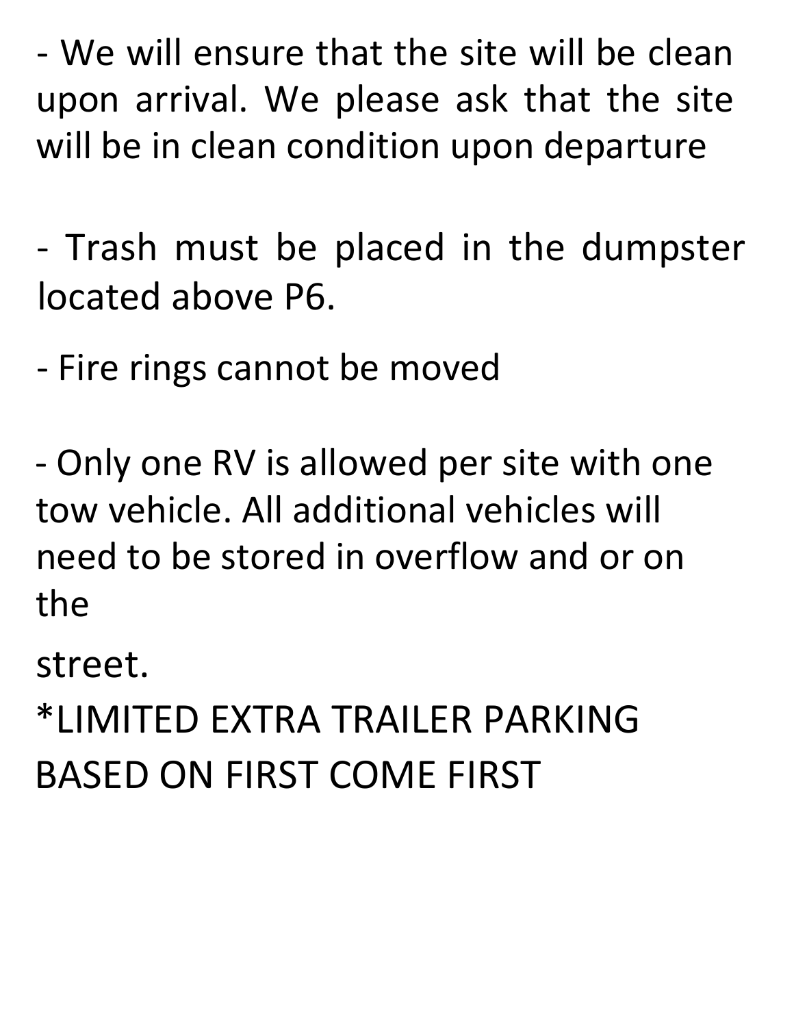- We will ensure that the site will be clean upon arrival. We please ask that the site will be in clean condition upon departure

- Trash must be placed in the dumpster located above P6.

- Fire rings cannot be moved

- Only one RV is allowed per site with one tow vehicle. All additional vehicles will need to be stored in overflow and or on the

street.

*LIMITED EXTRA TRAILER PARKING BASED ON FIRST COME FIRST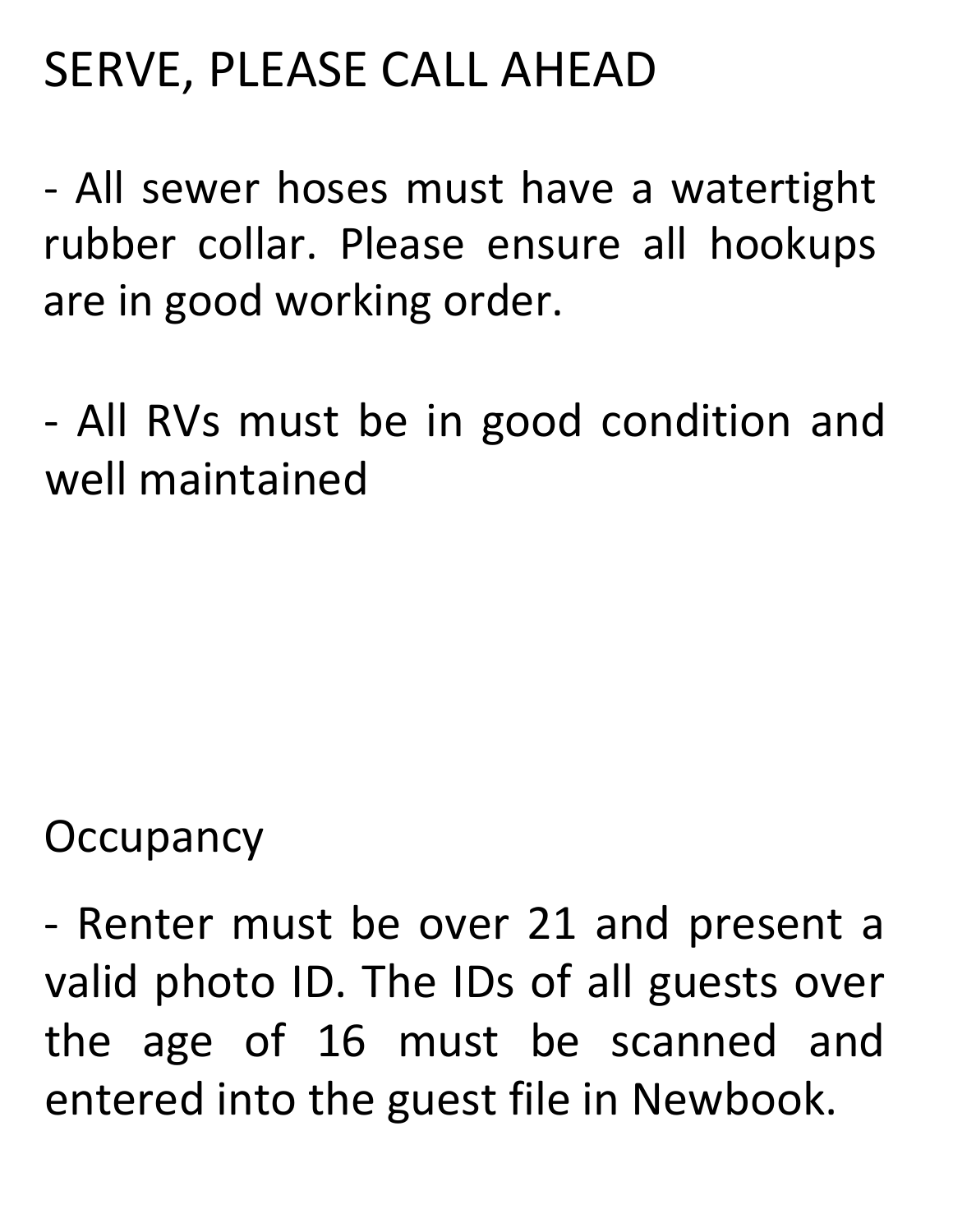SERVE, PLEASE CALL AHEAD

- All sewer hoses must have a watertight rubber collar. Please ensure all hookups are in good working order.

- All RVs must be in good condition and well maintained

## Occupancy

- Renter must be over 21 and present a valid photo ID. The IDs of all guests over the age of 16 must be scanned and entered into the guest file in Newbook.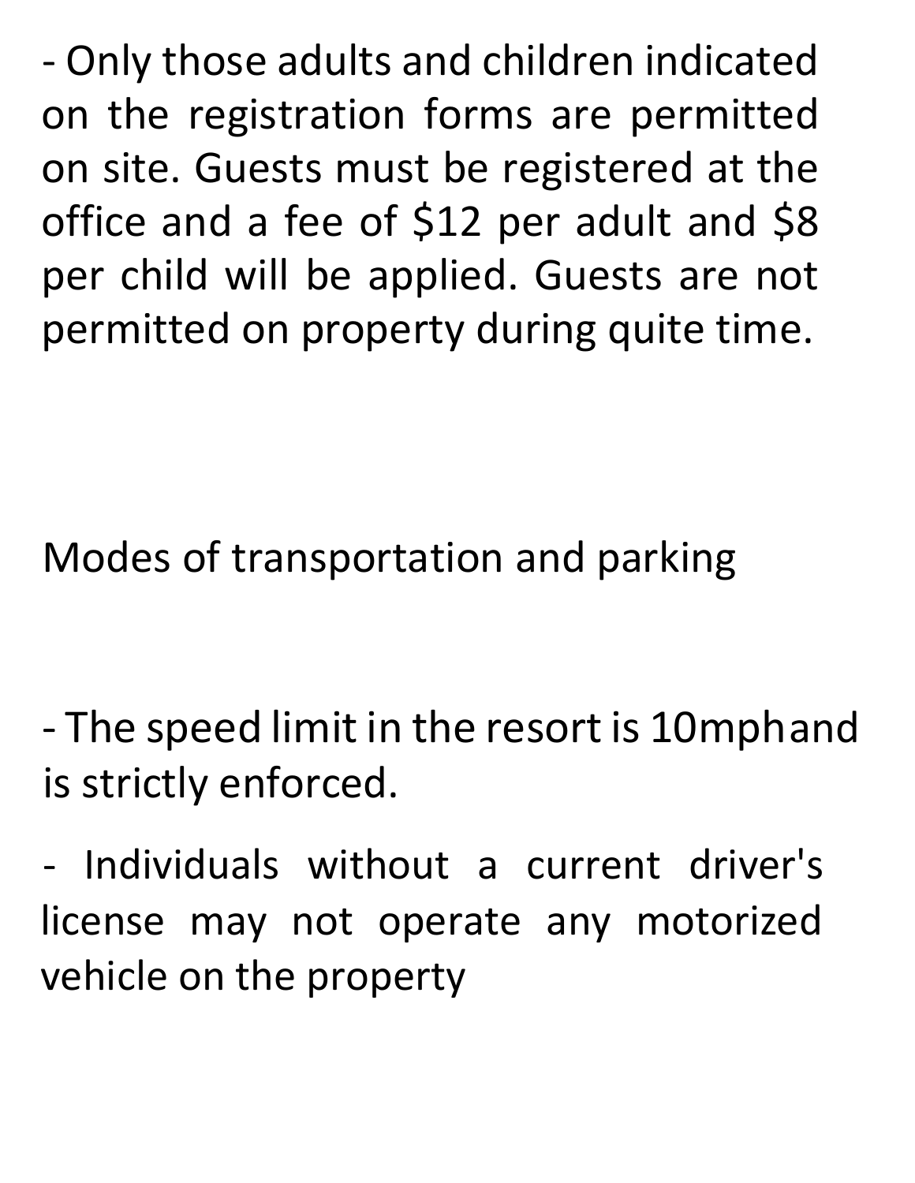- Only those adults and children indicated on the registration forms are permitted on site. Guests must be registered at the office and a fee of $12 per adult and $8 per child will be applied. Guests are not permitted on property during quite time.

## Modes of transportation and parking

- The speed limit in the resort is 10mphand is strictly enforced.
- Individuals without a current driver's license may not operate any motorized vehicle on the property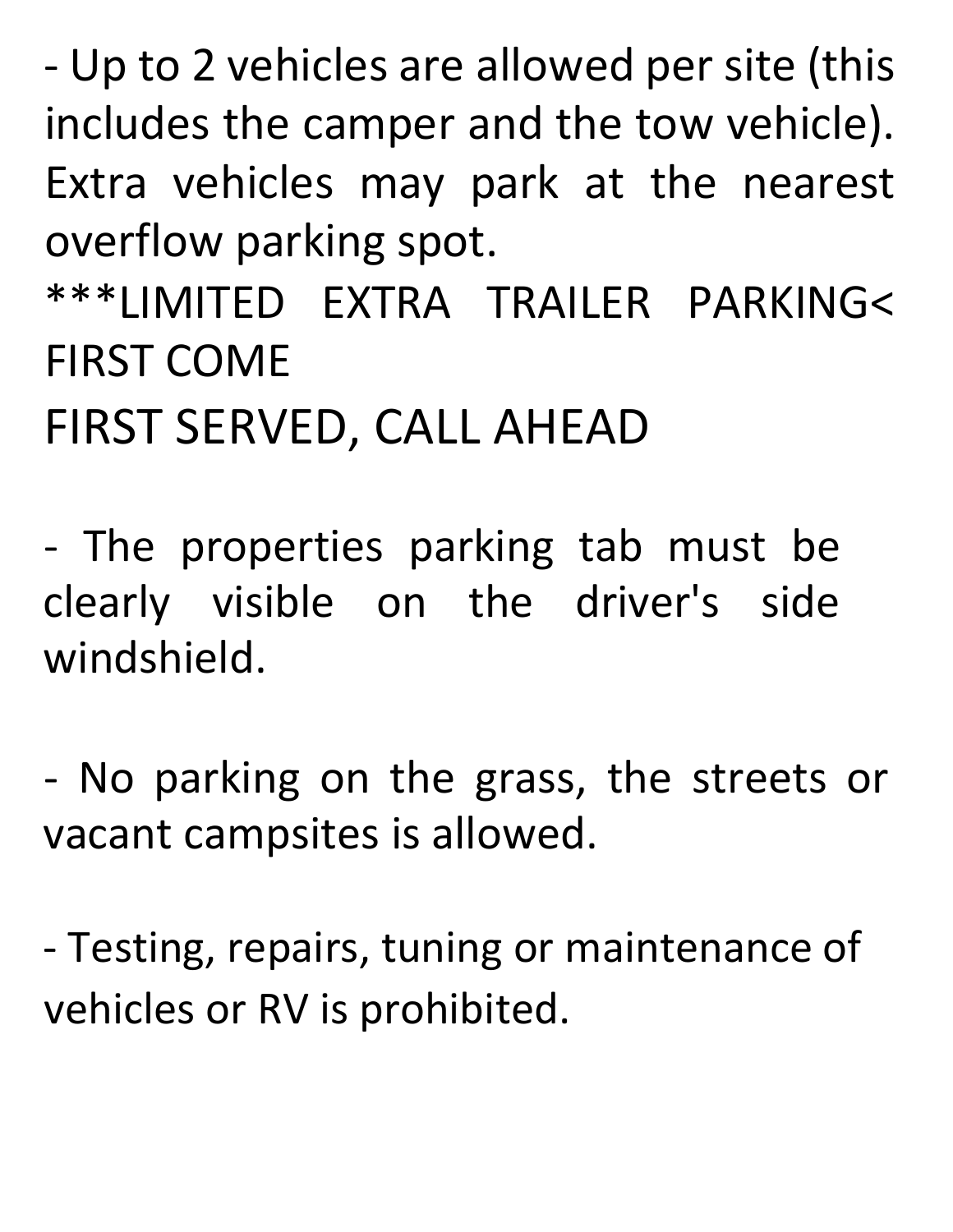- Up to 2 vehicles are allowed per site (this includes the camper and the tow vehicle). Extra vehicles may park at the nearest overflow parking spot.

***LIMITED EXTRA TRAILER PARKING< FIRST COME

FIRST SERVED, CALL AHEAD

- The properties parking tab must be clearly visible on the driver's side windshield.

- No parking on the grass, the streets or vacant campsites is allowed.

- Testing, repairs, tuning or maintenance of vehicles or RV is prohibited.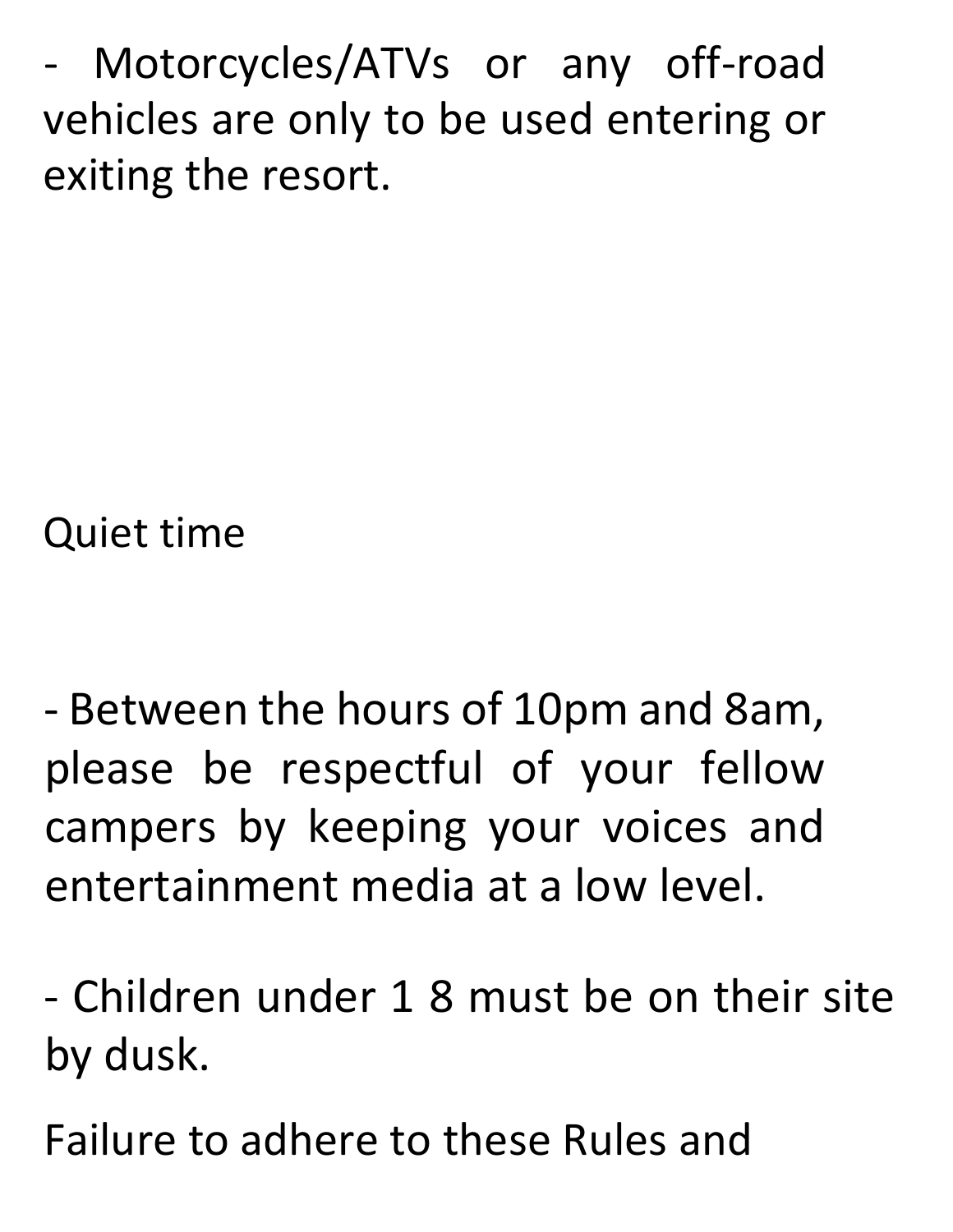- Motorcycles/ATVs or any off-road vehicles are only to be used entering or exiting the resort.

Quiet time

- Between the hours of 10pm and 8am, please be respectful of your fellow campers by keeping your voices and entertainment media at a low level.

- Children under 1 8 must be on their site by dusk.

Failure to adhere to these Rules and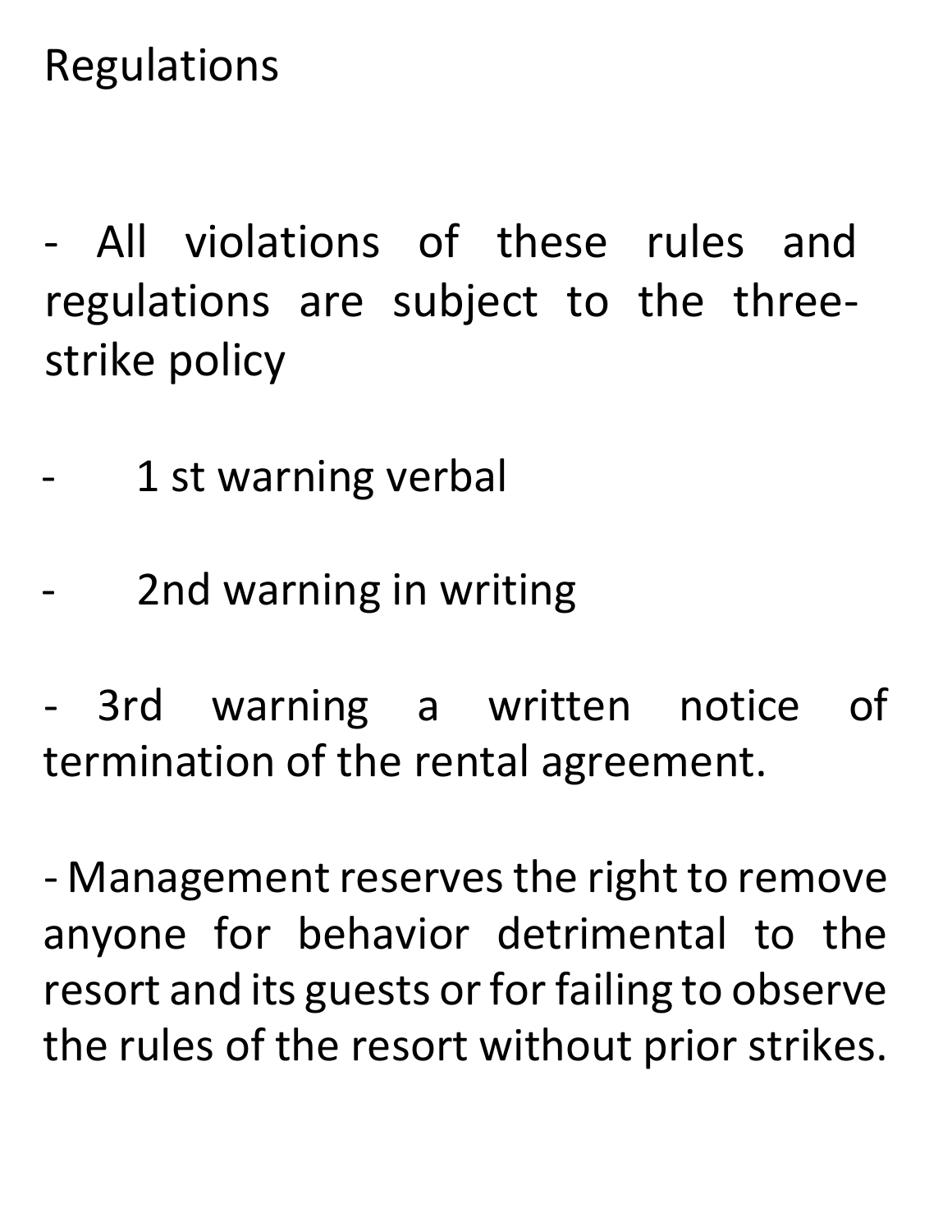# Regulations

- All violations of these rules and regulations are subject to the three-strike policy
- 1 st warning verbal
- 2nd warning in writing
- 3rd warning a written notice of termination of the rental agreement.
- Management reserves the right to remove anyone for behavior detrimental to the resort and its guests or for failing to observe the rules of the resort without prior strikes.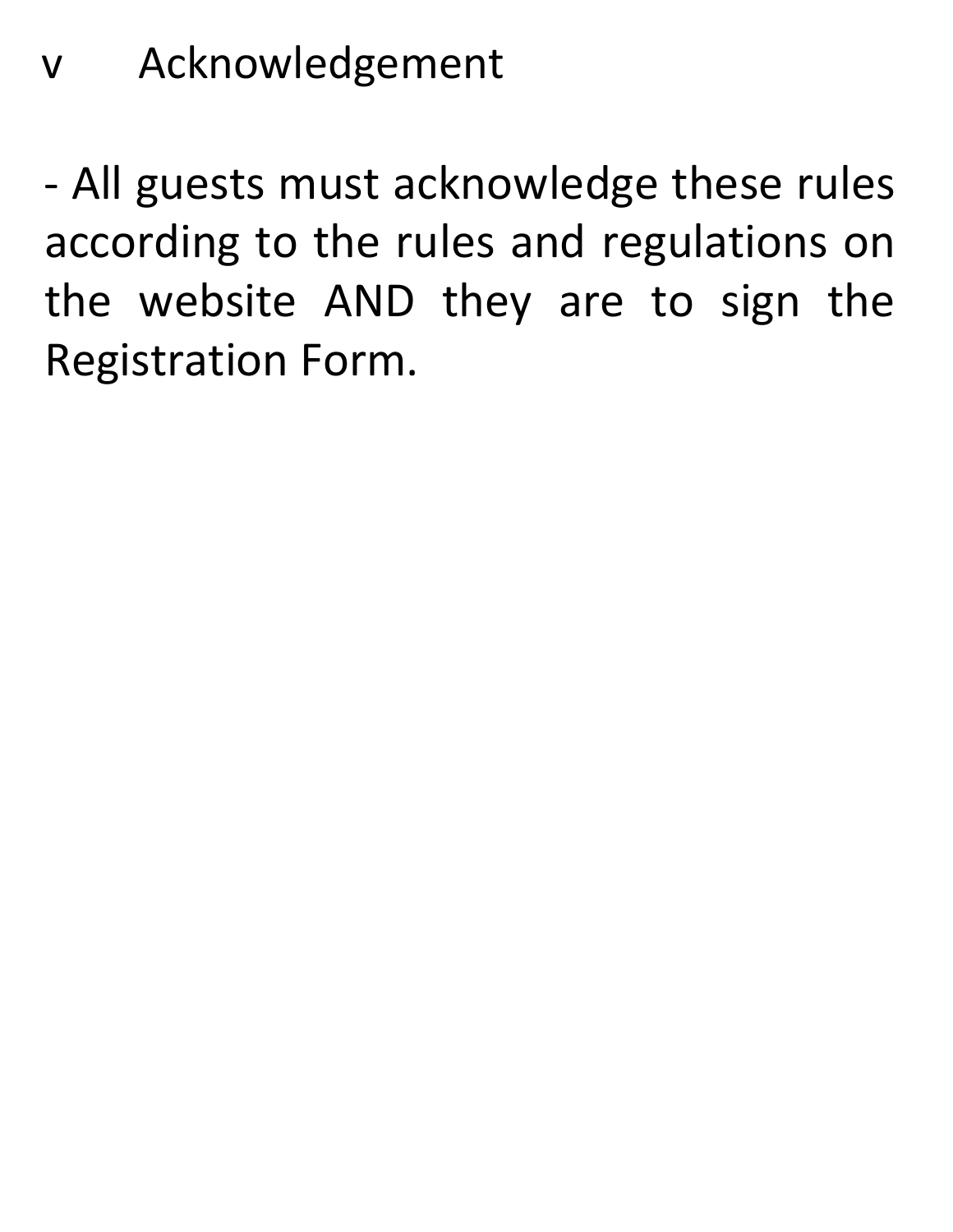## v Acknowledgement

- All guests must acknowledge these rules according to the rules and regulations on the website AND they are to sign the Registration Form.